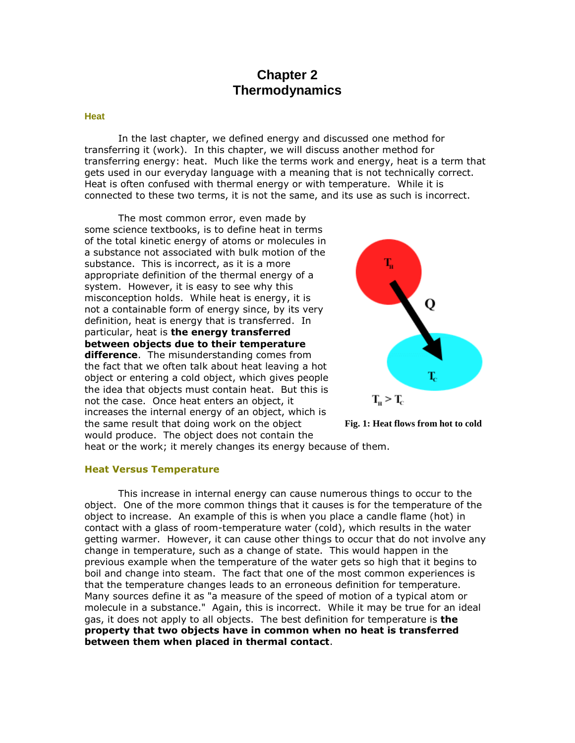# Chapter 2
# Thermodynamics

## Heat

In the last chapter, we defined energy and discussed one method for transferring it (work). In this chapter, we will discuss another method for transferring energy: heat. Much like the terms work and energy, heat is a term that gets used in our everyday language with a meaning that is not technically correct. Heat is often confused with thermal energy or with temperature. While it is connected to these two terms, it is not the same, and its use as such is incorrect.

The most common error, even made by some science textbooks, is to define heat in terms of the total kinetic energy of atoms or molecules in a substance not associated with bulk motion of the substance. This is incorrect, as it is a more appropriate definition of the thermal energy of a system. However, it is easy to see why this misconception holds. While heat is energy, it is not a containable form of energy since, by its very definition, heat is energy that is transferred. In particular, heat is **the energy transferred between objects due to their temperature difference**. The misunderstanding comes from the fact that we often talk about heat leaving a hot object or entering a cold object, which gives people the idea that objects must contain heat. But this is not the case. Once heat enters an object, it increases the internal energy of an object, which is the same result that doing work on the object would produce. The object does not contain the heat or the work; it merely changes its energy because of them.

$T_H > T_C$

**Fig. 1: Heat flows from hot to cold**

## Heat Versus Temperature

This increase in internal energy can cause numerous things to occur to the object. One of the more common things that it causes is for the temperature of the object to increase. An example of this is when you place a candle flame (hot) in contact with a glass of room-temperature water (cold), which results in the water getting warmer. However, it can cause other things to occur that do not involve any change in temperature, such as a change of state. This would happen in the previous example when the temperature of the water gets so high that it begins to boil and change into steam. The fact that one of the most common experiences is that the temperature changes leads to an erroneous definition for temperature. Many sources define it as "a measure of the speed of motion of a typical atom or molecule in a substance." Again, this is incorrect. While it may be true for an ideal gas, it does not apply to all objects. The best definition for temperature is **the property that two objects have in common when no heat is transferred between them when placed in thermal contact**.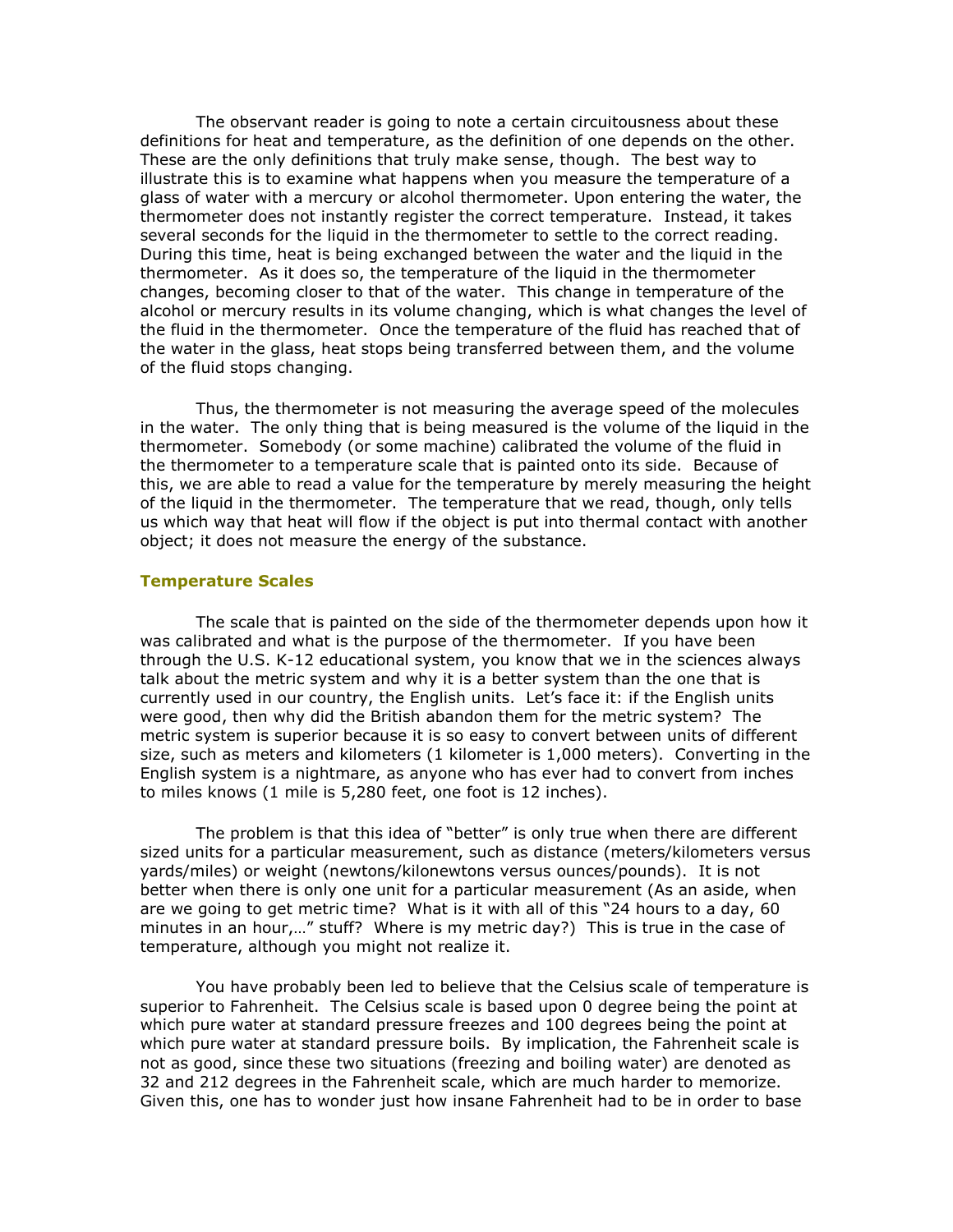The observant reader is going to note a certain circuitousness about these definitions for heat and temperature, as the definition of one depends on the other. These are the only definitions that truly make sense, though. The best way to illustrate this is to examine what happens when you measure the temperature of a glass of water with a mercury or alcohol thermometer. Upon entering the water, the thermometer does not instantly register the correct temperature. Instead, it takes several seconds for the liquid in the thermometer to settle to the correct reading. During this time, heat is being exchanged between the water and the liquid in the thermometer. As it does so, the temperature of the liquid in the thermometer changes, becoming closer to that of the water. This change in temperature of the alcohol or mercury results in its volume changing, which is what changes the level of the fluid in the thermometer. Once the temperature of the fluid has reached that of the water in the glass, heat stops being transferred between them, and the volume of the fluid stops changing.

Thus, the thermometer is not measuring the average speed of the molecules in the water. The only thing that is being measured is the volume of the liquid in the thermometer. Somebody (or some machine) calibrated the volume of the fluid in the thermometer to a temperature scale that is painted onto its side. Because of this, we are able to read a value for the temperature by merely measuring the height of the liquid in the thermometer. The temperature that we read, though, only tells us which way that heat will flow if the object is put into thermal contact with another object; it does not measure the energy of the substance.

### Temperature Scales

The scale that is painted on the side of the thermometer depends upon how it was calibrated and what is the purpose of the thermometer. If you have been through the U.S. K-12 educational system, you know that we in the sciences always talk about the metric system and why it is a better system than the one that is currently used in our country, the English units. Let's face it: if the English units were good, then why did the British abandon them for the metric system? The metric system is superior because it is so easy to convert between units of different size, such as meters and kilometers (1 kilometer is 1,000 meters). Converting in the English system is a nightmare, as anyone who has ever had to convert from inches to miles knows (1 mile is 5,280 feet, one foot is 12 inches).

The problem is that this idea of "better" is only true when there are different sized units for a particular measurement, such as distance (meters/kilometers versus yards/miles) or weight (newtons/kilonewtons versus ounces/pounds). It is not better when there is only one unit for a particular measurement (As an aside, when are we going to get metric time? What is it with all of this "24 hours to a day, 60 minutes in an hour,…" stuff? Where is my metric day?) This is true in the case of temperature, although you might not realize it.

You have probably been led to believe that the Celsius scale of temperature is superior to Fahrenheit. The Celsius scale is based upon 0 degree being the point at which pure water at standard pressure freezes and 100 degrees being the point at which pure water at standard pressure boils. By implication, the Fahrenheit scale is not as good, since these two situations (freezing and boiling water) are denoted as 32 and 212 degrees in the Fahrenheit scale, which are much harder to memorize. Given this, one has to wonder just how insane Fahrenheit had to be in order to base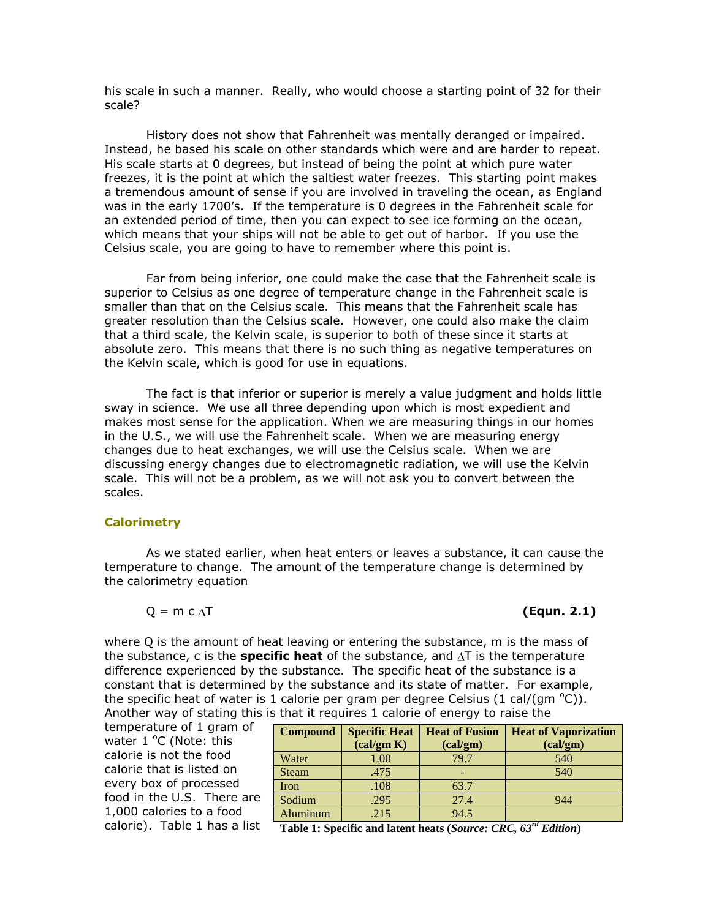his scale in such a manner. Really, who would choose a starting point of 32 for their scale?

History does not show that Fahrenheit was mentally deranged or impaired. Instead, he based his scale on other standards which were and are harder to repeat. His scale starts at 0 degrees, but instead of being the point at which pure water freezes, it is the point at which the saltiest water freezes. This starting point makes a tremendous amount of sense if you are involved in traveling the ocean, as England was in the early 1700's. If the temperature is 0 degrees in the Fahrenheit scale for an extended period of time, then you can expect to see ice forming on the ocean, which means that your ships will not be able to get out of harbor. If you use the Celsius scale, you are going to have to remember where this point is.

Far from being inferior, one could make the case that the Fahrenheit scale is superior to Celsius as one degree of temperature change in the Fahrenheit scale is smaller than that on the Celsius scale. This means that the Fahrenheit scale has greater resolution than the Celsius scale. However, one could also make the claim that a third scale, the Kelvin scale, is superior to both of these since it starts at absolute zero. This means that there is no such thing as negative temperatures on the Kelvin scale, which is good for use in equations.

The fact is that inferior or superior is merely a value judgment and holds little sway in science. We use all three depending upon which is most expedient and makes most sense for the application. When we are measuring things in our homes in the U.S., we will use the Fahrenheit scale. When we are measuring energy changes due to heat exchanges, we will use the Celsius scale. When we are discussing energy changes due to electromagnetic radiation, we will use the Kelvin scale. This will not be a problem, as we will not ask you to convert between the scales.

## Calorimetry

As we stated earlier, when heat enters or leaves a substance, it can cause the temperature to change. The amount of the temperature change is determined by the calorimetry equation

$$Q = m\, c\, \Delta T \qquad \textbf{(Equn. 2.1)}$$

where Q is the amount of heat leaving or entering the substance, m is the mass of the substance, c is the **specific heat** of the substance, and $\Delta T$ is the temperature difference experienced by the substance. The specific heat of the substance is a constant that is determined by the substance and its state of matter. For example, the specific heat of water is 1 calorie per gram per degree Celsius (1 cal/(gm $^{o}$C)). Another way of stating this is that it requires 1 calorie of energy to raise the temperature of 1 gram of water 1 $^{o}$C (Note: this calorie is not the food calorie that is listed on every box of processed food in the U.S. There are 1,000 calories to a food calorie). Table 1 has a list

| Compound | Specific Heat (cal/gm K) | Heat of Fusion (cal/gm) | Heat of Vaporization (cal/gm) |
|---|---|---|---|
| Water | 1.00 | 79.7 | 540 |
| Steam | .475 | - | 540 |
| Iron | .108 | 63.7 | |
| Sodium | .295 | 27.4 | 944 |
| Aluminum | .215 | 94.5 | |

**Table 1: Specific and latent heats (*Source: CRC, 63rd Edition*)**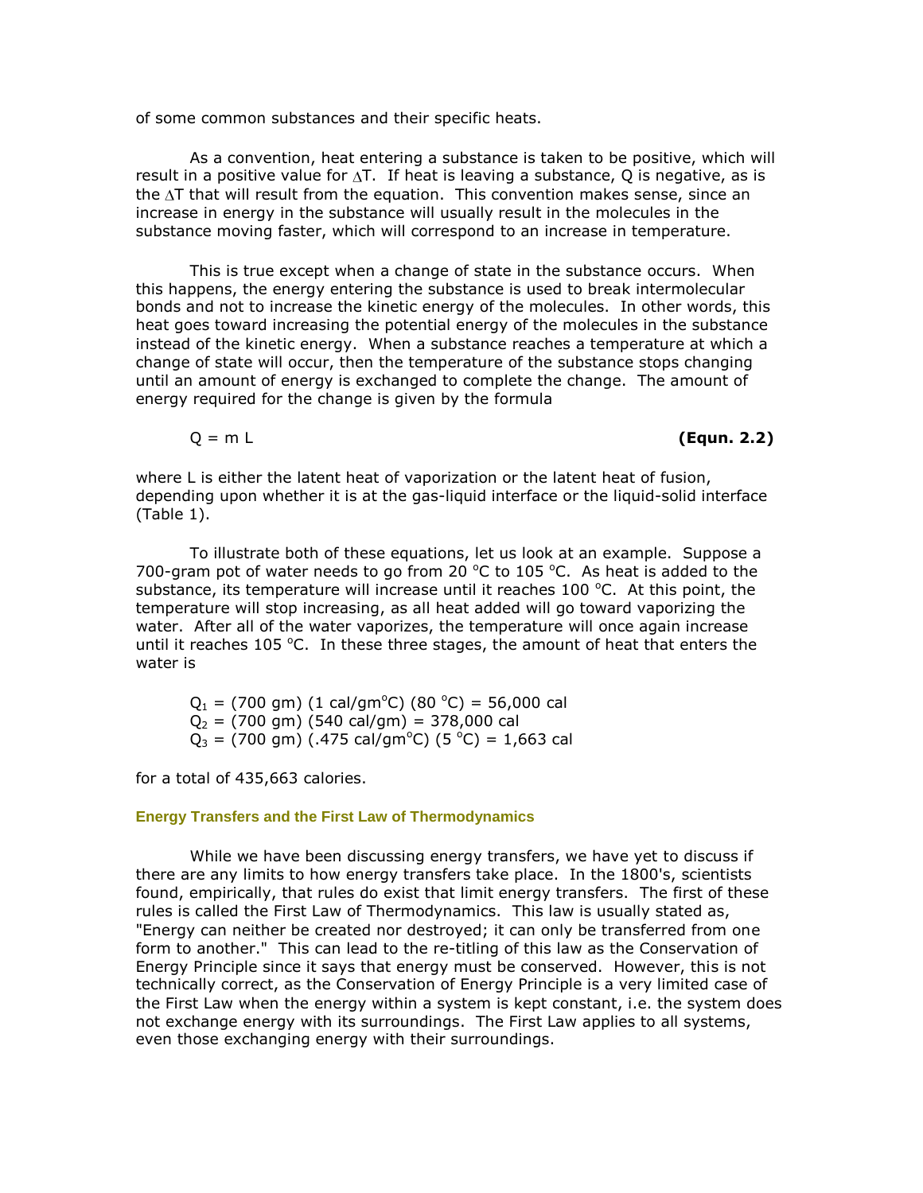of some common substances and their specific heats.

As a convention, heat entering a substance is taken to be positive, which will result in a positive value for $\Delta T$. If heat is leaving a substance, Q is negative, as is the $\Delta T$ that will result from the equation. This convention makes sense, since an increase in energy in the substance will usually result in the molecules in the substance moving faster, which will correspond to an increase in temperature.

This is true except when a change of state in the substance occurs. When this happens, the energy entering the substance is used to break intermolecular bonds and not to increase the kinetic energy of the molecules. In other words, this heat goes toward increasing the potential energy of the molecules in the substance instead of the kinetic energy. When a substance reaches a temperature at which a change of state will occur, then the temperature of the substance stops changing until an amount of energy is exchanged to complete the change. The amount of energy required for the change is given by the formula

$$Q = m L \qquad \textbf{(Equn. 2.2)}$$

where L is either the latent heat of vaporization or the latent heat of fusion, depending upon whether it is at the gas-liquid interface or the liquid-solid interface (Table 1).

To illustrate both of these equations, let us look at an example. Suppose a 700-gram pot of water needs to go from 20 °C to 105 °C. As heat is added to the substance, its temperature will increase until it reaches 100 °C. At this point, the temperature will stop increasing, as all heat added will go toward vaporizing the water. After all of the water vaporizes, the temperature will once again increase until it reaches 105 °C. In these three stages, the amount of heat that enters the water is

$$Q_1 = (700 \text{ gm})\ (1 \text{ cal/gm}^\circ\text{C})\ (80\ ^\circ\text{C}) = 56{,}000 \text{ cal}$$
$$Q_2 = (700 \text{ gm})\ (540 \text{ cal/gm}) = 378{,}000 \text{ cal}$$
$$Q_3 = (700 \text{ gm})\ (.475 \text{ cal/gm}^\circ\text{C})\ (5\ ^\circ\text{C}) = 1{,}663 \text{ cal}$$

for a total of 435,663 calories.

### Energy Transfers and the First Law of Thermodynamics

While we have been discussing energy transfers, we have yet to discuss if there are any limits to how energy transfers take place. In the 1800's, scientists found, empirically, that rules do exist that limit energy transfers. The first of these rules is called the First Law of Thermodynamics. This law is usually stated as, "Energy can neither be created nor destroyed; it can only be transferred from one form to another." This can lead to the re-titling of this law as the Conservation of Energy Principle since it says that energy must be conserved. However, this is not technically correct, as the Conservation of Energy Principle is a very limited case of the First Law when the energy within a system is kept constant, i.e. the system does not exchange energy with its surroundings. The First Law applies to all systems, even those exchanging energy with their surroundings.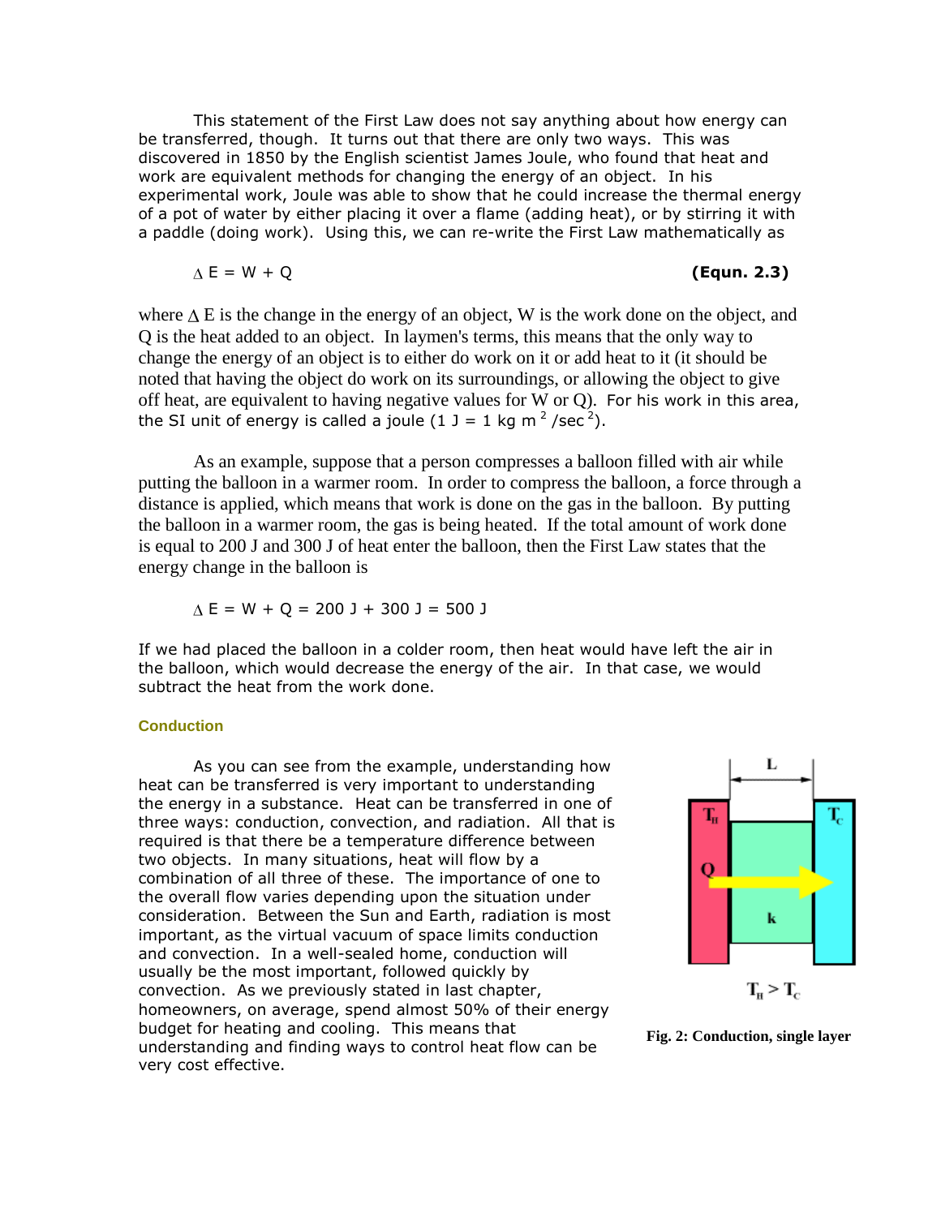This statement of the First Law does not say anything about how energy can be transferred, though. It turns out that there are only two ways. This was discovered in 1850 by the English scientist James Joule, who found that heat and work are equivalent methods for changing the energy of an object. In his experimental work, Joule was able to show that he could increase the thermal energy of a pot of water by either placing it over a flame (adding heat), or by stirring it with a paddle (doing work). Using this, we can re-write the First Law mathematically as

$$\Delta E = W + Q \qquad \textbf{(Equn. 2.3)}$$

where $\Delta E$ is the change in the energy of an object, W is the work done on the object, and Q is the heat added to an object. In laymen's terms, this means that the only way to change the energy of an object is to either do work on it or add heat to it (it should be noted that having the object do work on its surroundings, or allowing the object to give off heat, are equivalent to having negative values for W or Q). For his work in this area, the SI unit of energy is called a joule ($1\ J = 1\ kg\ m^2/sec^2$).

As an example, suppose that a person compresses a balloon filled with air while putting the balloon in a warmer room. In order to compress the balloon, a force through a distance is applied, which means that work is done on the gas in the balloon. By putting the balloon in a warmer room, the gas is being heated. If the total amount of work done is equal to 200 J and 300 J of heat enter the balloon, then the First Law states that the energy change in the balloon is

$$\Delta E = W + Q = 200\ J + 300\ J = 500\ J$$

If we had placed the balloon in a colder room, then heat would have left the air in the balloon, which would decrease the energy of the air. In that case, we would subtract the heat from the work done.

### Conduction

As you can see from the example, understanding how heat can be transferred is very important to understanding the energy in a substance. Heat can be transferred in one of three ways: conduction, convection, and radiation. All that is required is that there be a temperature difference between two objects. In many situations, heat will flow by a combination of all three of these. The importance of one to the overall flow varies depending upon the situation under consideration. Between the Sun and Earth, radiation is most important, as the virtual vacuum of space limits conduction and convection. In a well-sealed home, conduction will usually be the most important, followed quickly by convection. As we previously stated in last chapter, homeowners, on average, spend almost 50% of their energy budget for heating and cooling. This means that understanding and finding ways to control heat flow can be very cost effective.

$T_H > T_C$

**Fig. 2: Conduction, single layer**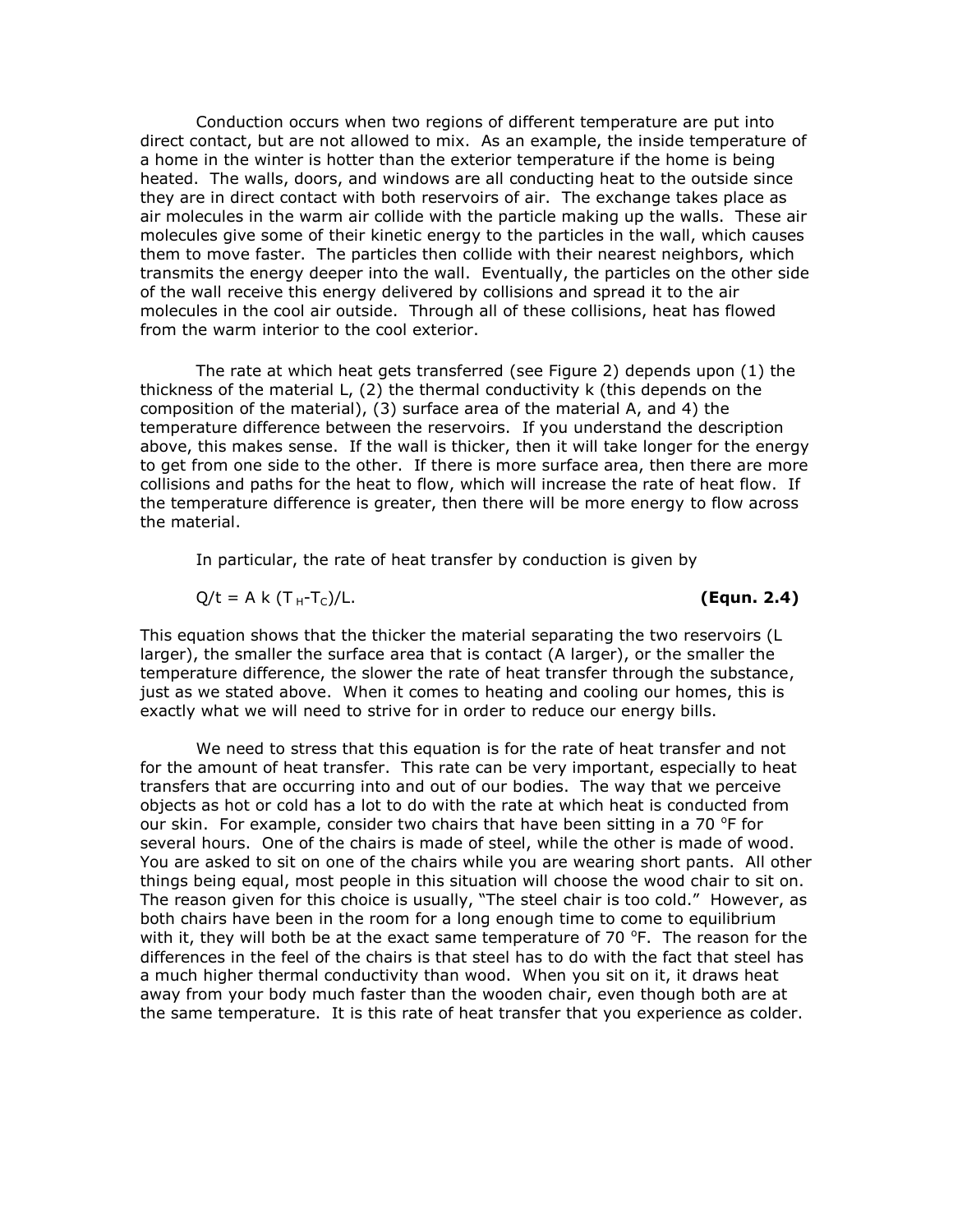Conduction occurs when two regions of different temperature are put into direct contact, but are not allowed to mix. As an example, the inside temperature of a home in the winter is hotter than the exterior temperature if the home is being heated. The walls, doors, and windows are all conducting heat to the outside since they are in direct contact with both reservoirs of air. The exchange takes place as air molecules in the warm air collide with the particle making up the walls. These air molecules give some of their kinetic energy to the particles in the wall, which causes them to move faster. The particles then collide with their nearest neighbors, which transmits the energy deeper into the wall. Eventually, the particles on the other side of the wall receive this energy delivered by collisions and spread it to the air molecules in the cool air outside. Through all of these collisions, heat has flowed from the warm interior to the cool exterior.

The rate at which heat gets transferred (see Figure 2) depends upon (1) the thickness of the material L, (2) the thermal conductivity k (this depends on the composition of the material), (3) surface area of the material A, and 4) the temperature difference between the reservoirs. If you understand the description above, this makes sense. If the wall is thicker, then it will take longer for the energy to get from one side to the other. If there is more surface area, then there are more collisions and paths for the heat to flow, which will increase the rate of heat flow. If the temperature difference is greater, then there will be more energy to flow across the material.

In particular, the rate of heat transfer by conduction is given by

$$Q/t = A\, k\, (T_H - T_C)/L. \qquad \textbf{(Equn. 2.4)}$$

This equation shows that the thicker the material separating the two reservoirs (L larger), the smaller the surface area that is contact (A larger), or the smaller the temperature difference, the slower the rate of heat transfer through the substance, just as we stated above. When it comes to heating and cooling our homes, this is exactly what we will need to strive for in order to reduce our energy bills.

We need to stress that this equation is for the rate of heat transfer and not for the amount of heat transfer. This rate can be very important, especially to heat transfers that are occurring into and out of our bodies. The way that we perceive objects as hot or cold has a lot to do with the rate at which heat is conducted from our skin. For example, consider two chairs that have been sitting in a 70 °F for several hours. One of the chairs is made of steel, while the other is made of wood. You are asked to sit on one of the chairs while you are wearing short pants. All other things being equal, most people in this situation will choose the wood chair to sit on. The reason given for this choice is usually, "The steel chair is too cold." However, as both chairs have been in the room for a long enough time to come to equilibrium with it, they will both be at the exact same temperature of 70 °F. The reason for the differences in the feel of the chairs is that steel has to do with the fact that steel has a much higher thermal conductivity than wood. When you sit on it, it draws heat away from your body much faster than the wooden chair, even though both are at the same temperature. It is this rate of heat transfer that you experience as colder.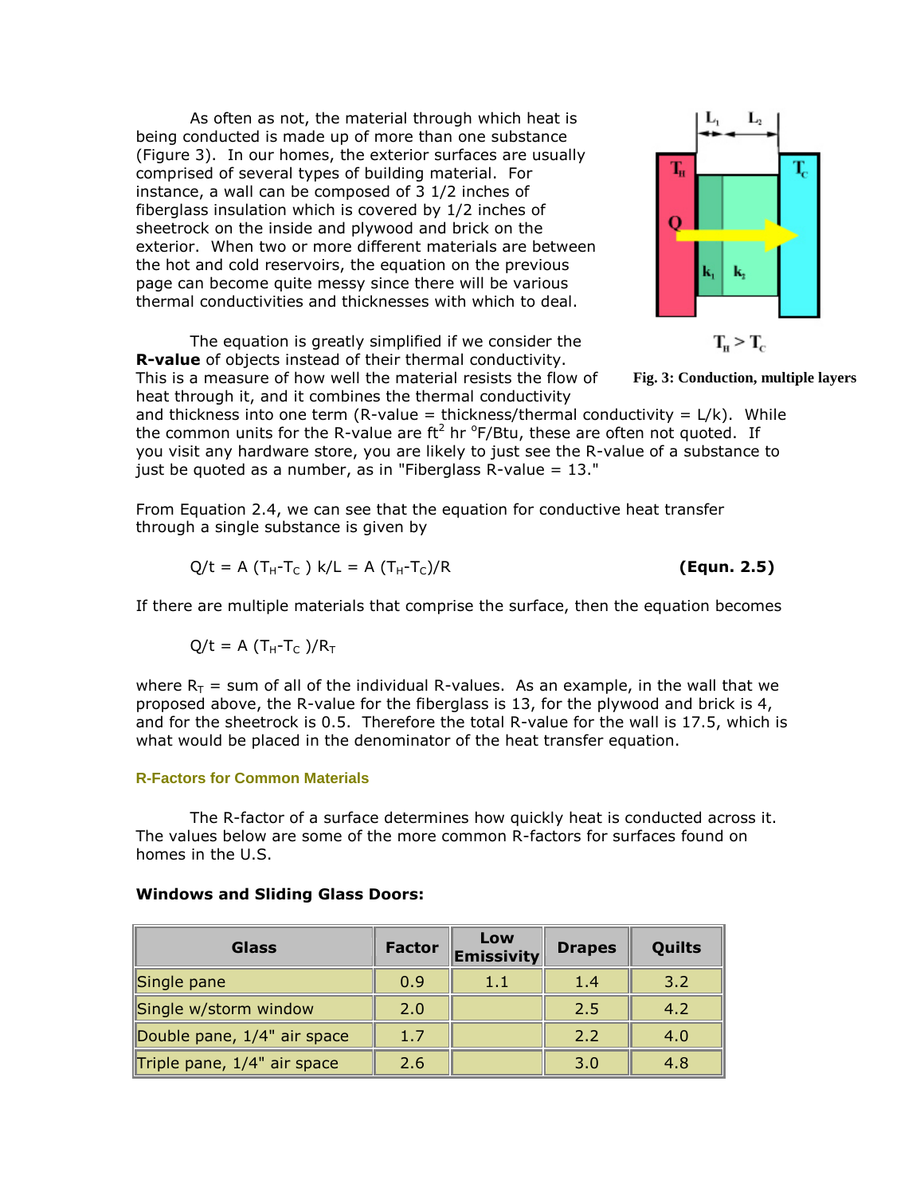As often as not, the material through which heat is being conducted is made up of more than one substance (Figure 3). In our homes, the exterior surfaces are usually comprised of several types of building material. For instance, a wall can be composed of 3 1/2 inches of fiberglass insulation which is covered by 1/2 inches of sheetrock on the inside and plywood and brick on the exterior. When two or more different materials are between the hot and cold reservoirs, the equation on the previous page can become quite messy since there will be various thermal conductivities and thicknesses with which to deal.

$T_H > T_C$

**Fig. 3: Conduction, multiple layers**

The equation is greatly simplified if we consider the **R-value** of objects instead of their thermal conductivity. This is a measure of how well the material resists the flow of heat through it, and it combines the thermal conductivity and thickness into one term (R-value = thickness/thermal conductivity = L/k). While the common units for the R-value are $ft^2$ hr $^oF$/Btu, these are often not quoted. If you visit any hardware store, you are likely to just see the R-value of a substance to just be quoted as a number, as in "Fiberglass R-value = 13."

From Equation 2.4, we can see that the equation for conductive heat transfer through a single substance is given by

$$Q/t = A\,(T_H - T_C)\,k/L = A\,(T_H - T_C)/R \qquad \textbf{(Equn. 2.5)}$$

If there are multiple materials that comprise the surface, then the equation becomes

$$Q/t = A\,(T_H - T_C)/R_T$$

where $R_T$ = sum of all of the individual R-values. As an example, in the wall that we proposed above, the R-value for the fiberglass is 13, for the plywood and brick is 4, and for the sheetrock is 0.5. Therefore the total R-value for the wall is 17.5, which is what would be placed in the denominator of the heat transfer equation.

### R-Factors for Common Materials

The R-factor of a surface determines how quickly heat is conducted across it. The values below are some of the more common R-factors for surfaces found on homes in the U.S.

**Windows and Sliding Glass Doors:**

| Glass | Factor | Low Emissivity | Drapes | Quilts |
|---|---|---|---|---|
| Single pane | 0.9 | 1.1 | 1.4 | 3.2 |
| Single w/storm window | 2.0 | | 2.5 | 4.2 |
| Double pane, 1/4" air space | 1.7 | | 2.2 | 4.0 |
| Triple pane, 1/4" air space | 2.6 | | 3.0 | 4.8 |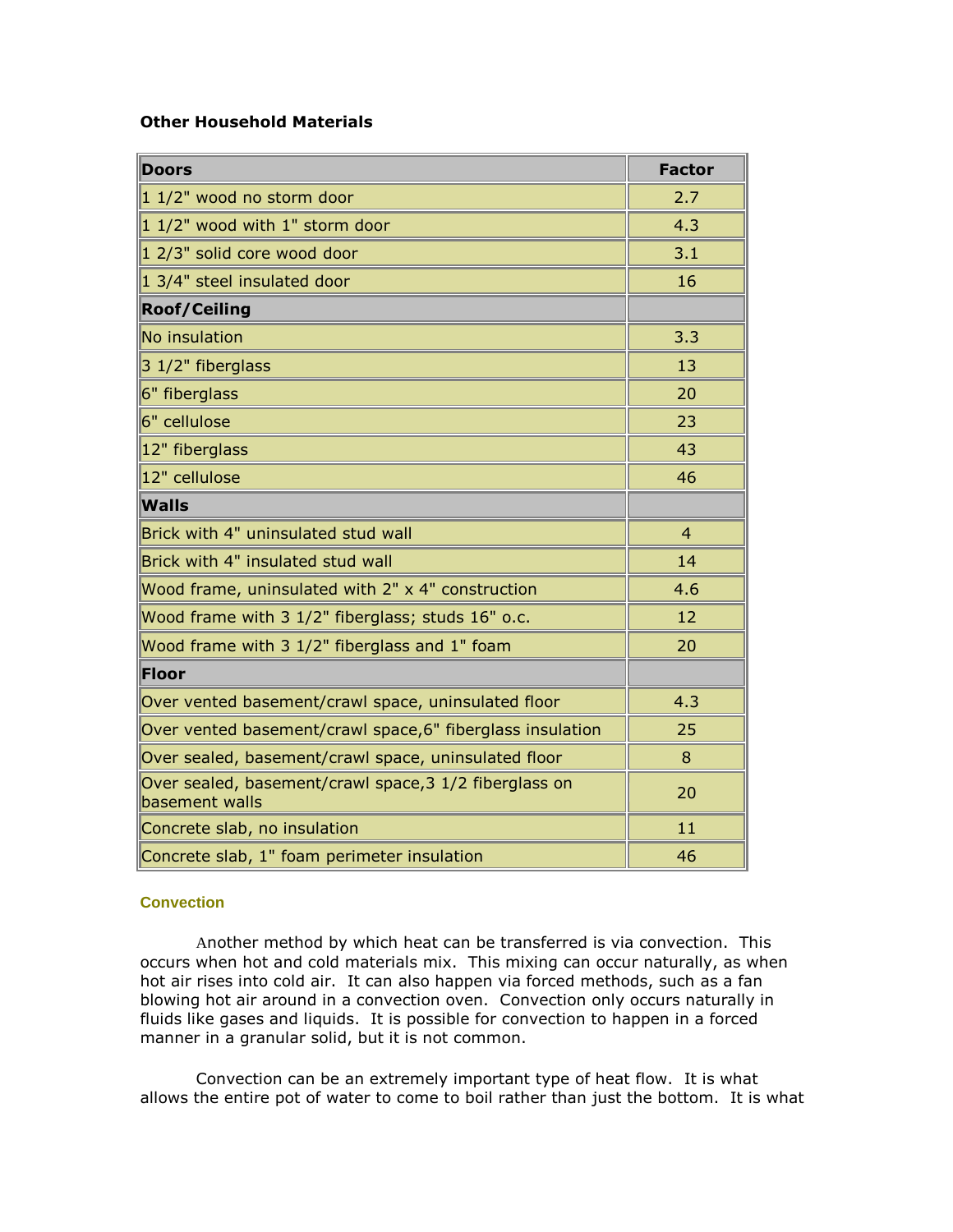**Other Household Materials**

| Doors | Factor |
|---|---|
| 1 1/2" wood no storm door | 2.7 |
| 1 1/2" wood with 1" storm door | 4.3 |
| 1 2/3" solid core wood door | 3.1 |
| 1 3/4" steel insulated door | 16 |
| **Roof/Ceiling** | |
| No insulation | 3.3 |
| 3 1/2" fiberglass | 13 |
| 6" fiberglass | 20 |
| 6" cellulose | 23 |
| 12" fiberglass | 43 |
| 12" cellulose | 46 |
| **Walls** | |
| Brick with 4" uninsulated stud wall | 4 |
| Brick with 4" insulated stud wall | 14 |
| Wood frame, uninsulated with 2" x 4" construction | 4.6 |
| Wood frame with 3 1/2" fiberglass; studs 16" o.c. | 12 |
| Wood frame with 3 1/2" fiberglass and 1" foam | 20 |
| **Floor** | |
| Over vented basement/crawl space, uninsulated floor | 4.3 |
| Over vented basement/crawl space,6" fiberglass insulation | 25 |
| Over sealed, basement/crawl space, uninsulated floor | 8 |
| Over sealed, basement/crawl space,3 1/2 fiberglass on basement walls | 20 |
| Concrete slab, no insulation | 11 |
| Concrete slab, 1" foam perimeter insulation | 46 |

### Convection

Another method by which heat can be transferred is via convection. This occurs when hot and cold materials mix. This mixing can occur naturally, as when hot air rises into cold air. It can also happen via forced methods, such as a fan blowing hot air around in a convection oven. Convection only occurs naturally in fluids like gases and liquids. It is possible for convection to happen in a forced manner in a granular solid, but it is not common.

Convection can be an extremely important type of heat flow. It is what allows the entire pot of water to come to boil rather than just the bottom. It is what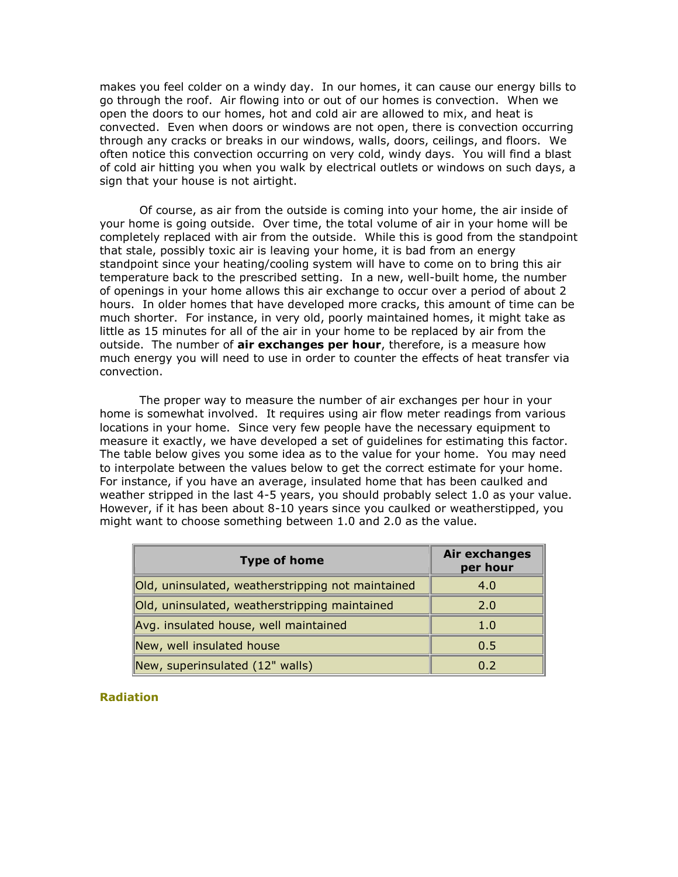makes you feel colder on a windy day. In our homes, it can cause our energy bills to go through the roof. Air flowing into or out of our homes is convection. When we open the doors to our homes, hot and cold air are allowed to mix, and heat is convected. Even when doors or windows are not open, there is convection occurring through any cracks or breaks in our windows, walls, doors, ceilings, and floors. We often notice this convection occurring on very cold, windy days. You will find a blast of cold air hitting you when you walk by electrical outlets or windows on such days, a sign that your house is not airtight.

Of course, as air from the outside is coming into your home, the air inside of your home is going outside. Over time, the total volume of air in your home will be completely replaced with air from the outside. While this is good from the standpoint that stale, possibly toxic air is leaving your home, it is bad from an energy standpoint since your heating/cooling system will have to come on to bring this air temperature back to the prescribed setting. In a new, well-built home, the number of openings in your home allows this air exchange to occur over a period of about 2 hours. In older homes that have developed more cracks, this amount of time can be much shorter. For instance, in very old, poorly maintained homes, it might take as little as 15 minutes for all of the air in your home to be replaced by air from the outside. The number of **air exchanges per hour**, therefore, is a measure how much energy you will need to use in order to counter the effects of heat transfer via convection.

The proper way to measure the number of air exchanges per hour in your home is somewhat involved. It requires using air flow meter readings from various locations in your home. Since very few people have the necessary equipment to measure it exactly, we have developed a set of guidelines for estimating this factor. The table below gives you some idea as to the value for your home. You may need to interpolate between the values below to get the correct estimate for your home. For instance, if you have an average, insulated home that has been caulked and weather stripped in the last 4-5 years, you should probably select 1.0 as your value. However, if it has been about 8-10 years since you caulked or weatherstipped, you might want to choose something between 1.0 and 2.0 as the value.

| Type of home | Air exchanges per hour |
|---|---|
| Old, uninsulated, weatherstripping not maintained | 4.0 |
| Old, uninsulated, weatherstripping maintained | 2.0 |
| Avg. insulated house, well maintained | 1.0 |
| New, well insulated house | 0.5 |
| New, superinsulated (12" walls) | 0.2 |

### Radiation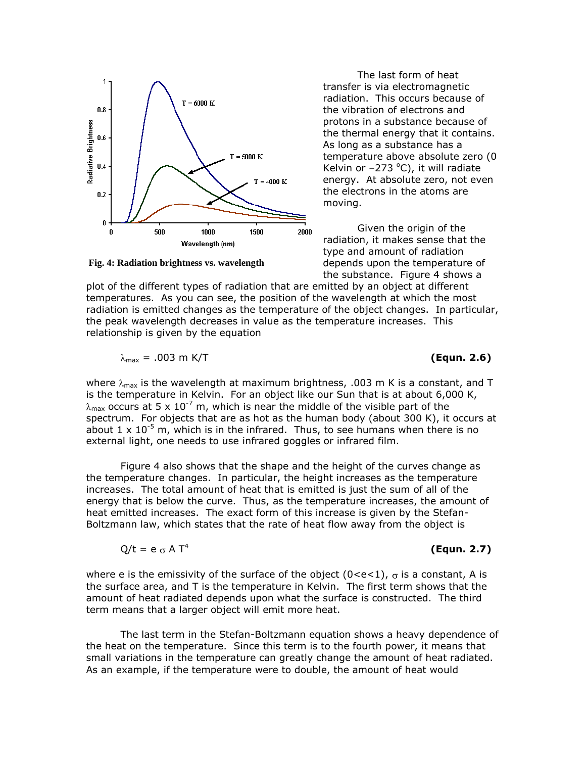The last form of heat transfer is via electromagnetic radiation. This occurs because of the vibration of electrons and protons in a substance because of the thermal energy that it contains. As long as a substance has a temperature above absolute zero (0 Kelvin or –273 °C), it will radiate energy. At absolute zero, not even the electrons in the atoms are moving.

**Fig. 4: Radiation brightness vs. wavelength**

Given the origin of the radiation, it makes sense that the type and amount of radiation depends upon the temperature of the substance. Figure 4 shows a plot of the different types of radiation that are emitted by an object at different temperatures. As you can see, the position of the wavelength at which the most radiation is emitted changes as the temperature of the object changes. In particular, the peak wavelength decreases in value as the temperature increases. This relationship is given by the equation

$$\lambda_{max} = .003 \text{ m K}/T \qquad \textbf{(Equn. 2.6)}$$

where $\lambda_{max}$ is the wavelength at maximum brightness, .003 m K is a constant, and T is the temperature in Kelvin. For an object like our Sun that is at about 6,000 K, $\lambda_{max}$ occurs at $5 \times 10^{-7}$ m, which is near the middle of the visible part of the spectrum. For objects that are as hot as the human body (about 300 K), it occurs at about $1 \times 10^{-5}$ m, which is in the infrared. Thus, to see humans when there is no external light, one needs to use infrared goggles or infrared film.

Figure 4 also shows that the shape and the height of the curves change as the temperature changes. In particular, the height increases as the temperature increases. The total amount of heat that is emitted is just the sum of all of the energy that is below the curve. Thus, as the temperature increases, the amount of heat emitted increases. The exact form of this increase is given by the Stefan-Boltzmann law, which states that the rate of heat flow away from the object is

$$Q/t = e\,\sigma\,A\,T^4 \qquad \textbf{(Equn. 2.7)}$$

where e is the emissivity of the surface of the object ($0<e<1$), $\sigma$ is a constant, A is the surface area, and T is the temperature in Kelvin. The first term shows that the amount of heat radiated depends upon what the surface is constructed. The third term means that a larger object will emit more heat.

The last term in the Stefan-Boltzmann equation shows a heavy dependence of the heat on the temperature. Since this term is to the fourth power, it means that small variations in the temperature can greatly change the amount of heat radiated. As an example, if the temperature were to double, the amount of heat would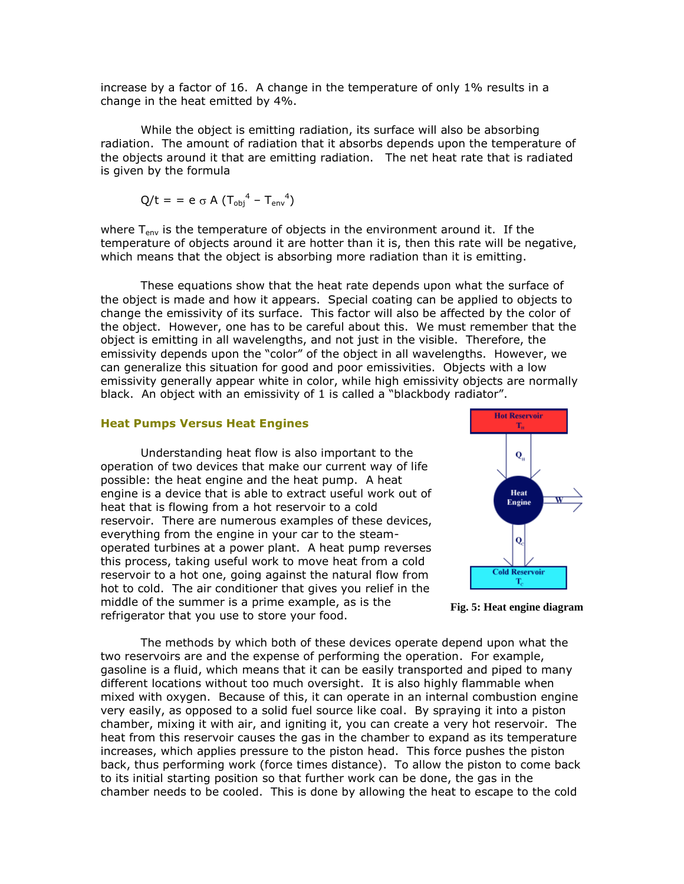increase by a factor of 16. A change in the temperature of only 1% results in a change in the heat emitted by 4%.

While the object is emitting radiation, its surface will also be absorbing radiation. The amount of radiation that it absorbs depends upon the temperature of the objects around it that are emitting radiation. The net heat rate that is radiated is given by the formula

$$Q/t = = e\,\sigma\,A\,(T_{obj}^{4} - T_{env}^{4})$$

where $T_{env}$ is the temperature of objects in the environment around it. If the temperature of objects around it are hotter than it is, then this rate will be negative, which means that the object is absorbing more radiation than it is emitting.

These equations show that the heat rate depends upon what the surface of the object is made and how it appears. Special coating can be applied to objects to change the emissivity of its surface. This factor will also be affected by the color of the object. However, one has to be careful about this. We must remember that the object is emitting in all wavelengths, and not just in the visible. Therefore, the emissivity depends upon the "color" of the object in all wavelengths. However, we can generalize this situation for good and poor emissivities. Objects with a low emissivity generally appear white in color, while high emissivity objects are normally black. An object with an emissivity of 1 is called a "blackbody radiator".

### Heat Pumps Versus Heat Engines

Understanding heat flow is also important to the operation of two devices that make our current way of life possible: the heat engine and the heat pump. A heat engine is a device that is able to extract useful work out of heat that is flowing from a hot reservoir to a cold reservoir. There are numerous examples of these devices, everything from the engine in your car to the steam-operated turbines at a power plant. A heat pump reverses this process, taking useful work to move heat from a cold reservoir to a hot one, going against the natural flow from hot to cold. The air conditioner that gives you relief in the middle of the summer is a prime example, as is the refrigerator that you use to store your food.

**Fig. 5: Heat engine diagram**

The methods by which both of these devices operate depend upon what the two reservoirs are and the expense of performing the operation. For example, gasoline is a fluid, which means that it can be easily transported and piped to many different locations without too much oversight. It is also highly flammable when mixed with oxygen. Because of this, it can operate in an internal combustion engine very easily, as opposed to a solid fuel source like coal. By spraying it into a piston chamber, mixing it with air, and igniting it, you can create a very hot reservoir. The heat from this reservoir causes the gas in the chamber to expand as its temperature increases, which applies pressure to the piston head. This force pushes the piston back, thus performing work (force times distance). To allow the piston to come back to its initial starting position so that further work can be done, the gas in the chamber needs to be cooled. This is done by allowing the heat to escape to the cold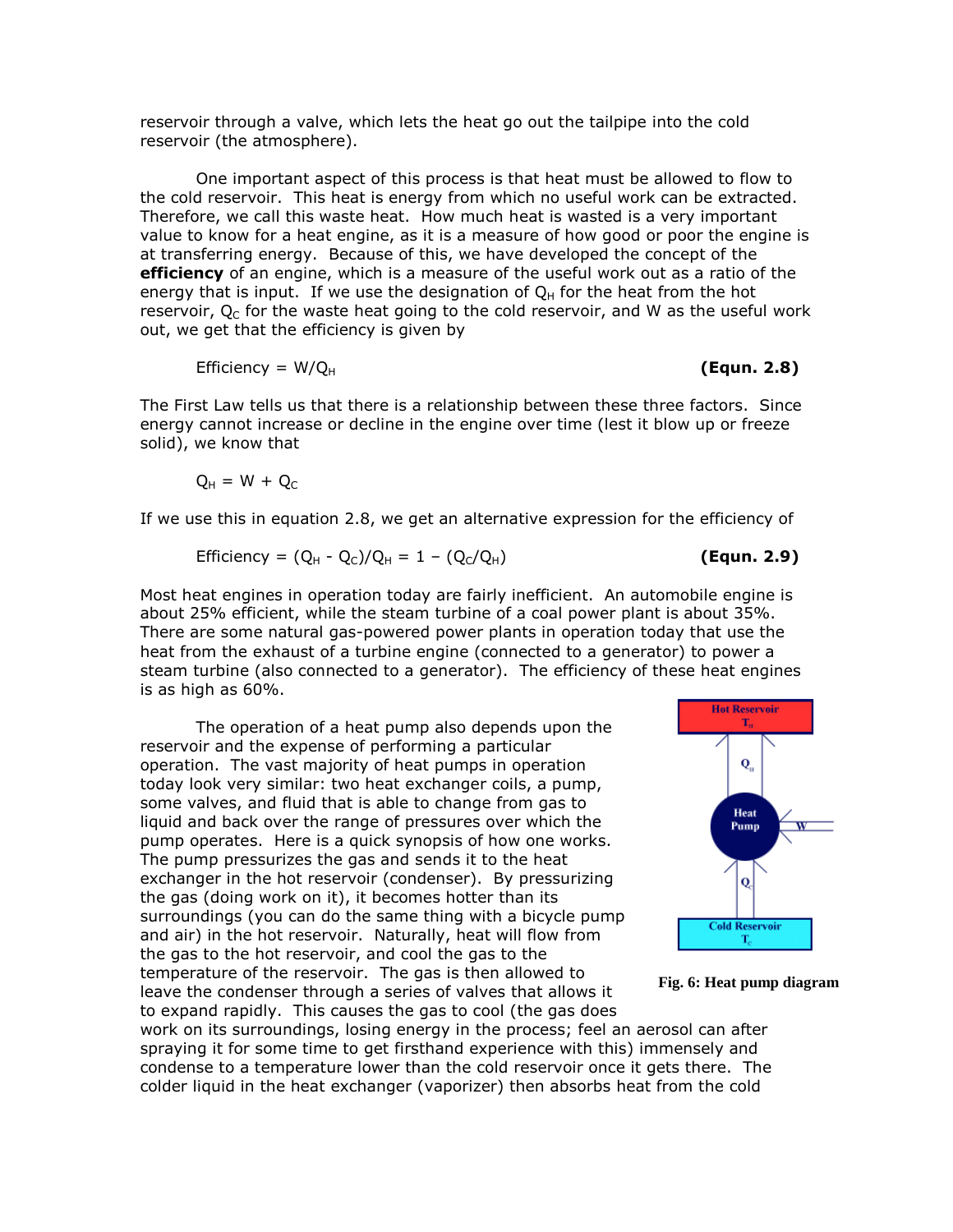reservoir through a valve, which lets the heat go out the tailpipe into the cold reservoir (the atmosphere).

One important aspect of this process is that heat must be allowed to flow to the cold reservoir. This heat is energy from which no useful work can be extracted. Therefore, we call this waste heat. How much heat is wasted is a very important value to know for a heat engine, as it is a measure of how good or poor the engine is at transferring energy. Because of this, we have developed the concept of the **efficiency** of an engine, which is a measure of the useful work out as a ratio of the energy that is input. If we use the designation of $Q_H$ for the heat from the hot reservoir, $Q_C$ for the waste heat going to the cold reservoir, and W as the useful work out, we get that the efficiency is given by

$$\text{Efficiency} = W/Q_H \qquad \textbf{(Equn. 2.8)}$$

The First Law tells us that there is a relationship between these three factors. Since energy cannot increase or decline in the engine over time (lest it blow up or freeze solid), we know that

$$Q_H = W + Q_C$$

If we use this in equation 2.8, we get an alternative expression for the efficiency of

$$\text{Efficiency} = (Q_H - Q_C)/Q_H = 1 - (Q_C/Q_H) \qquad \textbf{(Equn. 2.9)}$$

Most heat engines in operation today are fairly inefficient. An automobile engine is about 25% efficient, while the steam turbine of a coal power plant is about 35%. There are some natural gas-powered power plants in operation today that use the heat from the exhaust of a turbine engine (connected to a generator) to power a steam turbine (also connected to a generator). The efficiency of these heat engines is as high as 60%.

The operation of a heat pump also depends upon the reservoir and the expense of performing a particular operation. The vast majority of heat pumps in operation today look very similar: two heat exchanger coils, a pump, some valves, and fluid that is able to change from gas to liquid and back over the range of pressures over which the pump operates. Here is a quick synopsis of how one works. The pump pressurizes the gas and sends it to the heat exchanger in the hot reservoir (condenser). By pressurizing the gas (doing work on it), it becomes hotter than its surroundings (you can do the same thing with a bicycle pump and air) in the hot reservoir. Naturally, heat will flow from the gas to the hot reservoir, and cool the gas to the temperature of the reservoir. The gas is then allowed to leave the condenser through a series of valves that allows it to expand rapidly. This causes the gas to cool (the gas does work on its surroundings, losing energy in the process; feel an aerosol can after spraying it for some time to get firsthand experience with this) immensely and condense to a temperature lower than the cold reservoir once it gets there. The colder liquid in the heat exchanger (vaporizer) then absorbs heat from the cold

Hot Reservoir $T_H$ — $Q_H$ — Heat Pump — W — $Q_C$ — Cold Reservoir $T_C$

**Fig. 6: Heat pump diagram**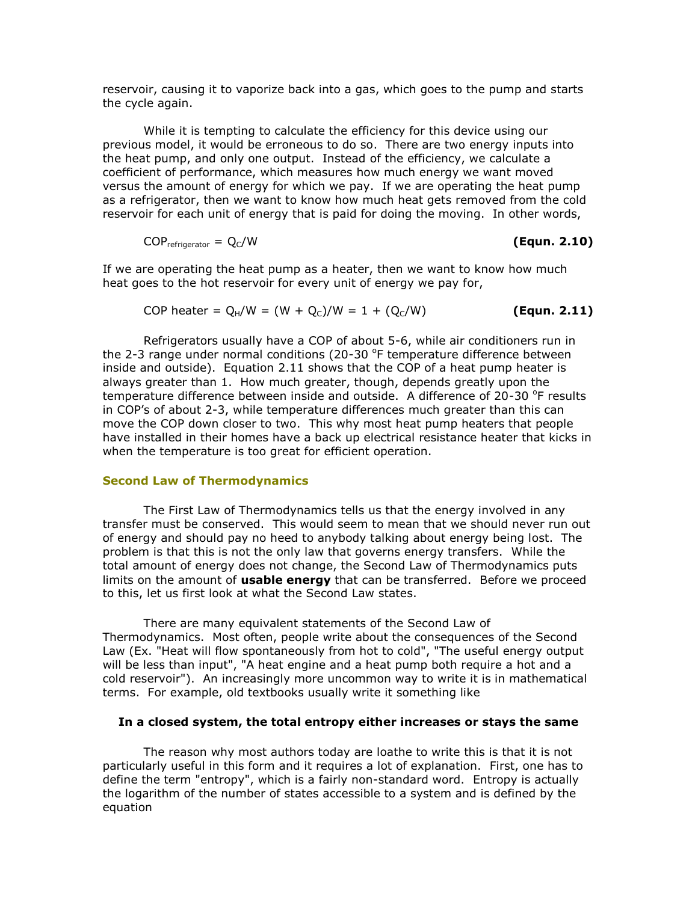reservoir, causing it to vaporize back into a gas, which goes to the pump and starts the cycle again.

While it is tempting to calculate the efficiency for this device using our previous model, it would be erroneous to do so. There are two energy inputs into the heat pump, and only one output. Instead of the efficiency, we calculate a coefficient of performance, which measures how much energy we want moved versus the amount of energy for which we pay. If we are operating the heat pump as a refrigerator, then we want to know how much heat gets removed from the cold reservoir for each unit of energy that is paid for doing the moving. In other words,

$$COP_{refrigerator} = Q_C/W \qquad \textbf{(Equn. 2.10)}$$

If we are operating the heat pump as a heater, then we want to know how much heat goes to the hot reservoir for every unit of energy we pay for,

$$\text{COP heater} = Q_H/W = (W + Q_C)/W = 1 + (Q_C/W) \qquad \textbf{(Equn. 2.11)}$$

Refrigerators usually have a COP of about 5-6, while air conditioners run in the 2-3 range under normal conditions (20-30 $^{o}$F temperature difference between inside and outside). Equation 2.11 shows that the COP of a heat pump heater is always greater than 1. How much greater, though, depends greatly upon the temperature difference between inside and outside. A difference of 20-30 $^{o}$F results in COP's of about 2-3, while temperature differences much greater than this can move the COP down closer to two. This why most heat pump heaters that people have installed in their homes have a back up electrical resistance heater that kicks in when the temperature is too great for efficient operation.

### Second Law of Thermodynamics

The First Law of Thermodynamics tells us that the energy involved in any transfer must be conserved. This would seem to mean that we should never run out of energy and should pay no heed to anybody talking about energy being lost. The problem is that this is not the only law that governs energy transfers. While the total amount of energy does not change, the Second Law of Thermodynamics puts limits on the amount of **usable energy** that can be transferred. Before we proceed to this, let us first look at what the Second Law states.

There are many equivalent statements of the Second Law of Thermodynamics. Most often, people write about the consequences of the Second Law (Ex. "Heat will flow spontaneously from hot to cold", "The useful energy output will be less than input", "A heat engine and a heat pump both require a hot and a cold reservoir"). An increasingly more uncommon way to write it is in mathematical terms. For example, old textbooks usually write it something like

**In a closed system, the total entropy either increases or stays the same**

The reason why most authors today are loathe to write this is that it is not particularly useful in this form and it requires a lot of explanation. First, one has to define the term "entropy", which is a fairly non-standard word. Entropy is actually the logarithm of the number of states accessible to a system and is defined by the equation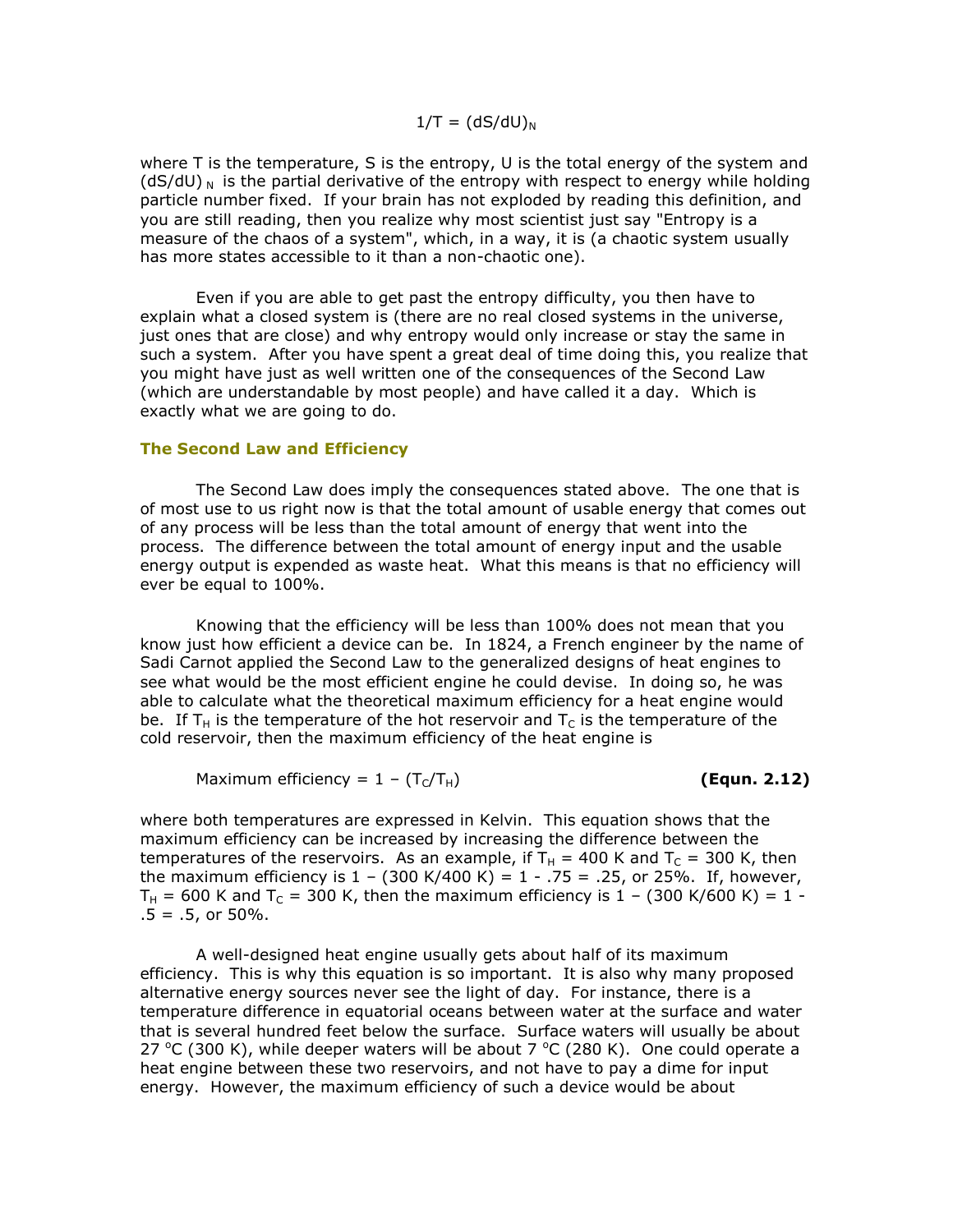$$1/T = (dS/dU)_N$$

where T is the temperature, S is the entropy, U is the total energy of the system and $(dS/dU)_N$ is the partial derivative of the entropy with respect to energy while holding particle number fixed. If your brain has not exploded by reading this definition, and you are still reading, then you realize why most scientist just say "Entropy is a measure of the chaos of a system", which, in a way, it is (a chaotic system usually has more states accessible to it than a non-chaotic one).

Even if you are able to get past the entropy difficulty, you then have to explain what a closed system is (there are no real closed systems in the universe, just ones that are close) and why entropy would only increase or stay the same in such a system. After you have spent a great deal of time doing this, you realize that you might have just as well written one of the consequences of the Second Law (which are understandable by most people) and have called it a day. Which is exactly what we are going to do.

### The Second Law and Efficiency

The Second Law does imply the consequences stated above. The one that is of most use to us right now is that the total amount of usable energy that comes out of any process will be less than the total amount of energy that went into the process. The difference between the total amount of energy input and the usable energy output is expended as waste heat. What this means is that no efficiency will ever be equal to 100%.

Knowing that the efficiency will be less than 100% does not mean that you know just how efficient a device can be. In 1824, a French engineer by the name of Sadi Carnot applied the Second Law to the generalized designs of heat engines to see what would be the most efficient engine he could devise. In doing so, he was able to calculate what the theoretical maximum efficiency for a heat engine would be. If $T_H$ is the temperature of the hot reservoir and $T_C$ is the temperature of the cold reservoir, then the maximum efficiency of the heat engine is

$$\text{Maximum efficiency} = 1 - (T_C/T_H) \qquad \textbf{(Equn. 2.12)}$$

where both temperatures are expressed in Kelvin. This equation shows that the maximum efficiency can be increased by increasing the difference between the temperatures of the reservoirs. As an example, if $T_H$ = 400 K and $T_C$ = 300 K, then the maximum efficiency is 1 – (300 K/400 K) = 1 - .75 = .25, or 25%. If, however, $T_H$ = 600 K and $T_C$ = 300 K, then the maximum efficiency is 1 – (300 K/600 K) = 1 - .5 = .5, or 50%.

A well-designed heat engine usually gets about half of its maximum efficiency. This is why this equation is so important. It is also why many proposed alternative energy sources never see the light of day. For instance, there is a temperature difference in equatorial oceans between water at the surface and water that is several hundred feet below the surface. Surface waters will usually be about 27 $^{o}$C (300 K), while deeper waters will be about 7 $^{o}$C (280 K). One could operate a heat engine between these two reservoirs, and not have to pay a dime for input energy. However, the maximum efficiency of such a device would be about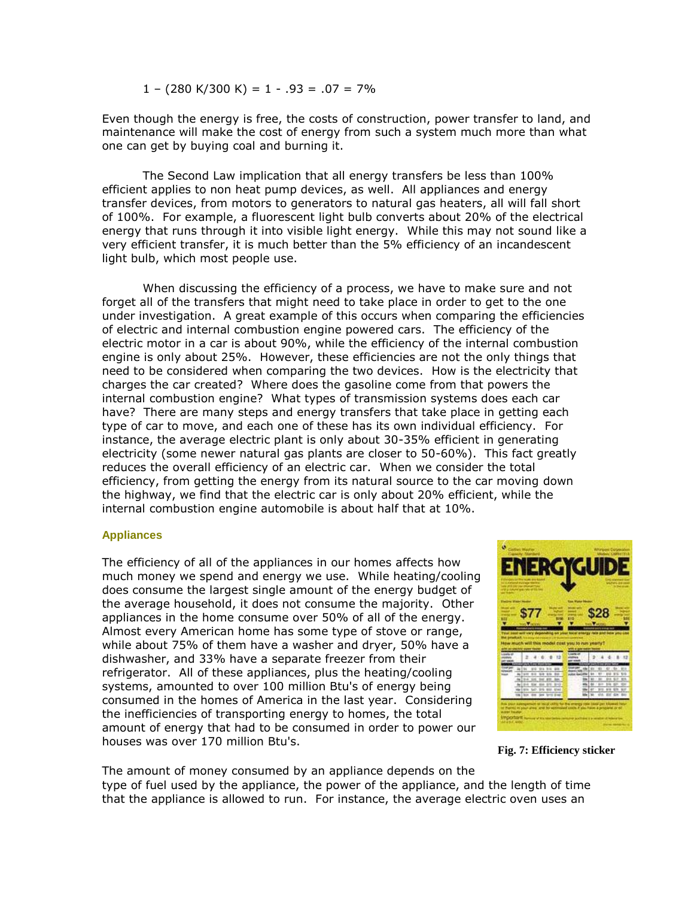$$1 - (280\ K/300\ K) = 1 - .93 = .07 = 7\%$$

Even though the energy is free, the costs of construction, power transfer to land, and maintenance will make the cost of energy from such a system much more than what one can get by buying coal and burning it.

The Second Law implication that all energy transfers be less than 100% efficient applies to non heat pump devices, as well. All appliances and energy transfer devices, from motors to generators to natural gas heaters, all will fall short of 100%. For example, a fluorescent light bulb converts about 20% of the electrical energy that runs through it into visible light energy. While this may not sound like a very efficient transfer, it is much better than the 5% efficiency of an incandescent light bulb, which most people use.

When discussing the efficiency of a process, we have to make sure and not forget all of the transfers that might need to take place in order to get to the one under investigation. A great example of this occurs when comparing the efficiencies of electric and internal combustion engine powered cars. The efficiency of the electric motor in a car is about 90%, while the efficiency of the internal combustion engine is only about 25%. However, these efficiencies are not the only things that need to be considered when comparing the two devices. How is the electricity that charges the car created? Where does the gasoline come from that powers the internal combustion engine? What types of transmission systems does each car have? There are many steps and energy transfers that take place in getting each type of car to move, and each one of these has its own individual efficiency. For instance, the average electric plant is only about 30-35% efficient in generating electricity (some newer natural gas plants are closer to 50-60%). This fact greatly reduces the overall efficiency of an electric car. When we consider the total efficiency, from getting the energy from its natural source to the car moving down the highway, we find that the electric car is only about 20% efficient, while the internal combustion engine automobile is about half that at 10%.

### Appliances

The efficiency of all of the appliances in our homes affects how much money we spend and energy we use. While heating/cooling does consume the largest single amount of the energy budget of the average household, it does not consume the majority. Other appliances in the home consume over 50% of all of the energy. Almost every American home has some type of stove or range, while about 75% of them have a washer and dryer, 50% have a dishwasher, and 33% have a separate freezer from their refrigerator. All of these appliances, plus the heating/cooling systems, amounted to over 100 million Btu's of energy being consumed in the homes of America in the last year. Considering the inefficiencies of transporting energy to homes, the total amount of energy that had to be consumed in order to power our houses was over 170 million Btu's.

**Fig. 7: Efficiency sticker**

The amount of money consumed by an appliance depends on the type of fuel used by the appliance, the power of the appliance, and the length of time that the appliance is allowed to run. For instance, the average electric oven uses an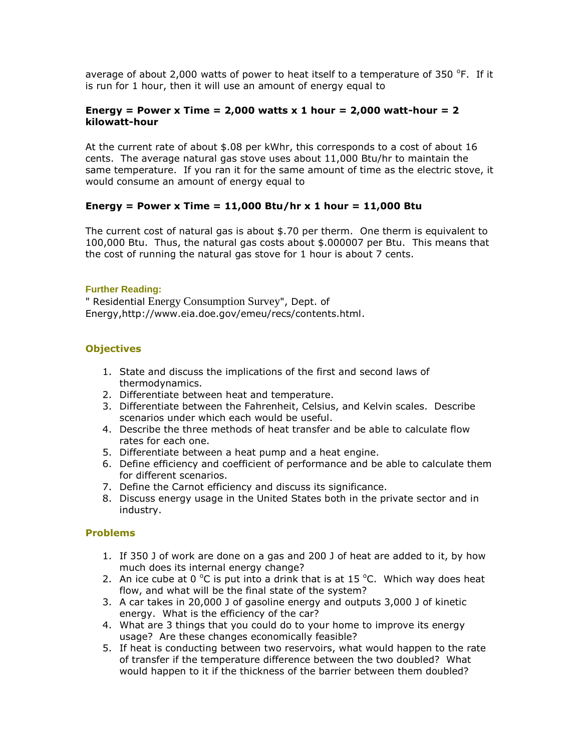average of about 2,000 watts of power to heat itself to a temperature of 350 $^{o}$F. If it is run for 1 hour, then it will use an amount of energy equal to

**Energy = Power x Time = 2,000 watts x 1 hour = 2,000 watt-hour = 2 kilowatt-hour**

At the current rate of about $.08 per kWhr, this corresponds to a cost of about 16 cents. The average natural gas stove uses about 11,000 Btu/hr to maintain the same temperature. If you ran it for the same amount of time as the electric stove, it would consume an amount of energy equal to

**Energy = Power x Time = 11,000 Btu/hr x 1 hour = 11,000 Btu**

The current cost of natural gas is about $.70 per therm. One therm is equivalent to 100,000 Btu. Thus, the natural gas costs about $.000007 per Btu. This means that the cost of running the natural gas stove for 1 hour is about 7 cents.

#### Further Reading:

" Residential Energy Consumption Survey", Dept. of Energy,http://www.eia.doe.gov/emeu/recs/contents.html.

### Objectives

1. State and discuss the implications of the first and second laws of thermodynamics.
2. Differentiate between heat and temperature.
3. Differentiate between the Fahrenheit, Celsius, and Kelvin scales. Describe scenarios under which each would be useful.
4. Describe the three methods of heat transfer and be able to calculate flow rates for each one.
5. Differentiate between a heat pump and a heat engine.
6. Define efficiency and coefficient of performance and be able to calculate them for different scenarios.
7. Define the Carnot efficiency and discuss its significance.
8. Discuss energy usage in the United States both in the private sector and in industry.

### Problems

1. If 350 J of work are done on a gas and 200 J of heat are added to it, by how much does its internal energy change?
2. An ice cube at 0 $^{o}$C is put into a drink that is at 15 $^{o}$C. Which way does heat flow, and what will be the final state of the system?
3. A car takes in 20,000 J of gasoline energy and outputs 3,000 J of kinetic energy. What is the efficiency of the car?
4. What are 3 things that you could do to your home to improve its energy usage? Are these changes economically feasible?
5. If heat is conducting between two reservoirs, what would happen to the rate of transfer if the temperature difference between the two doubled? What would happen to it if the thickness of the barrier between them doubled?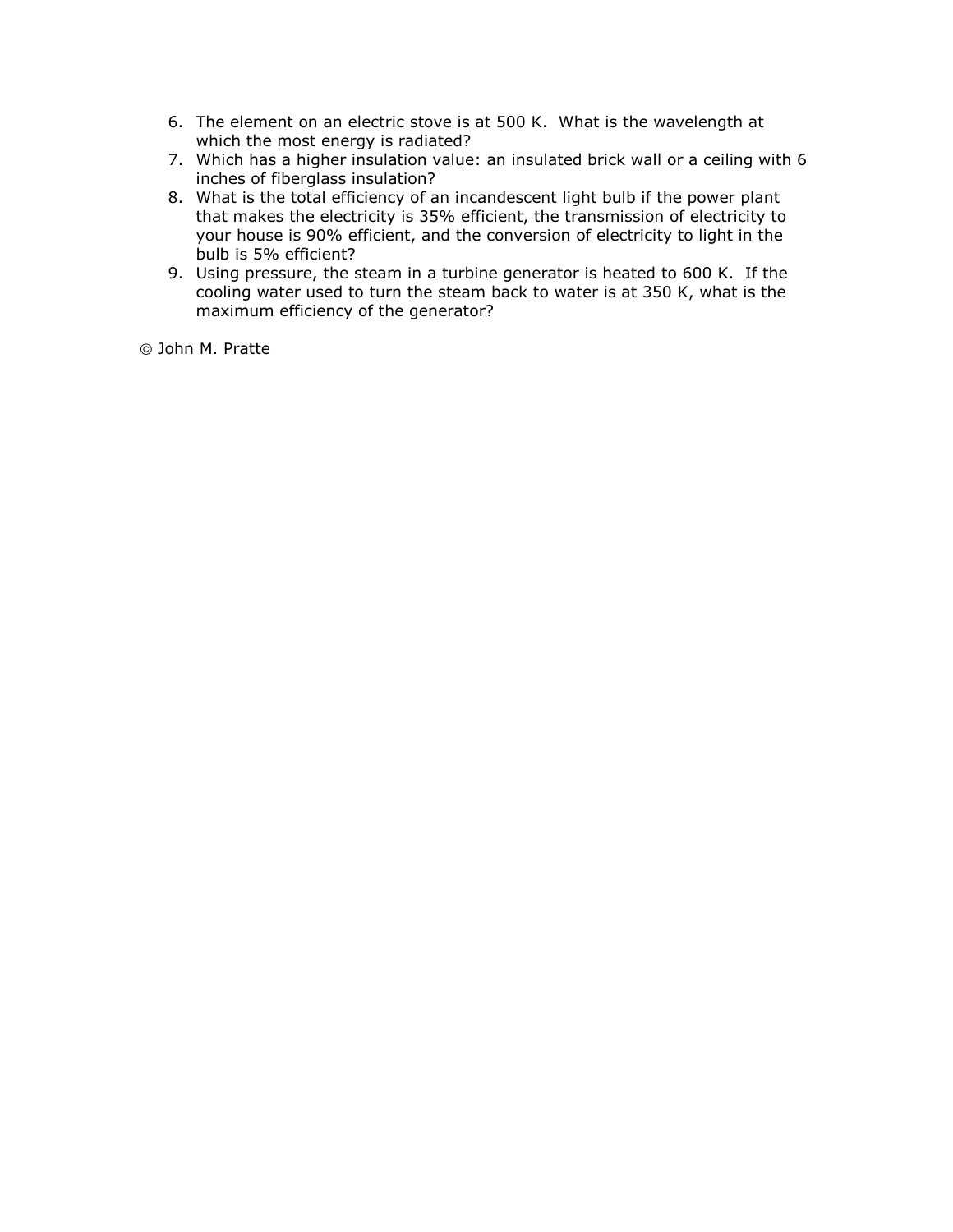6. The element on an electric stove is at 500 K. What is the wavelength at which the most energy is radiated?
7. Which has a higher insulation value: an insulated brick wall or a ceiling with 6 inches of fiberglass insulation?
8. What is the total efficiency of an incandescent light bulb if the power plant that makes the electricity is 35% efficient, the transmission of electricity to your house is 90% efficient, and the conversion of electricity to light in the bulb is 5% efficient?
9. Using pressure, the steam in a turbine generator is heated to 600 K. If the cooling water used to turn the steam back to water is at 350 K, what is the maximum efficiency of the generator?

© John M. Pratte